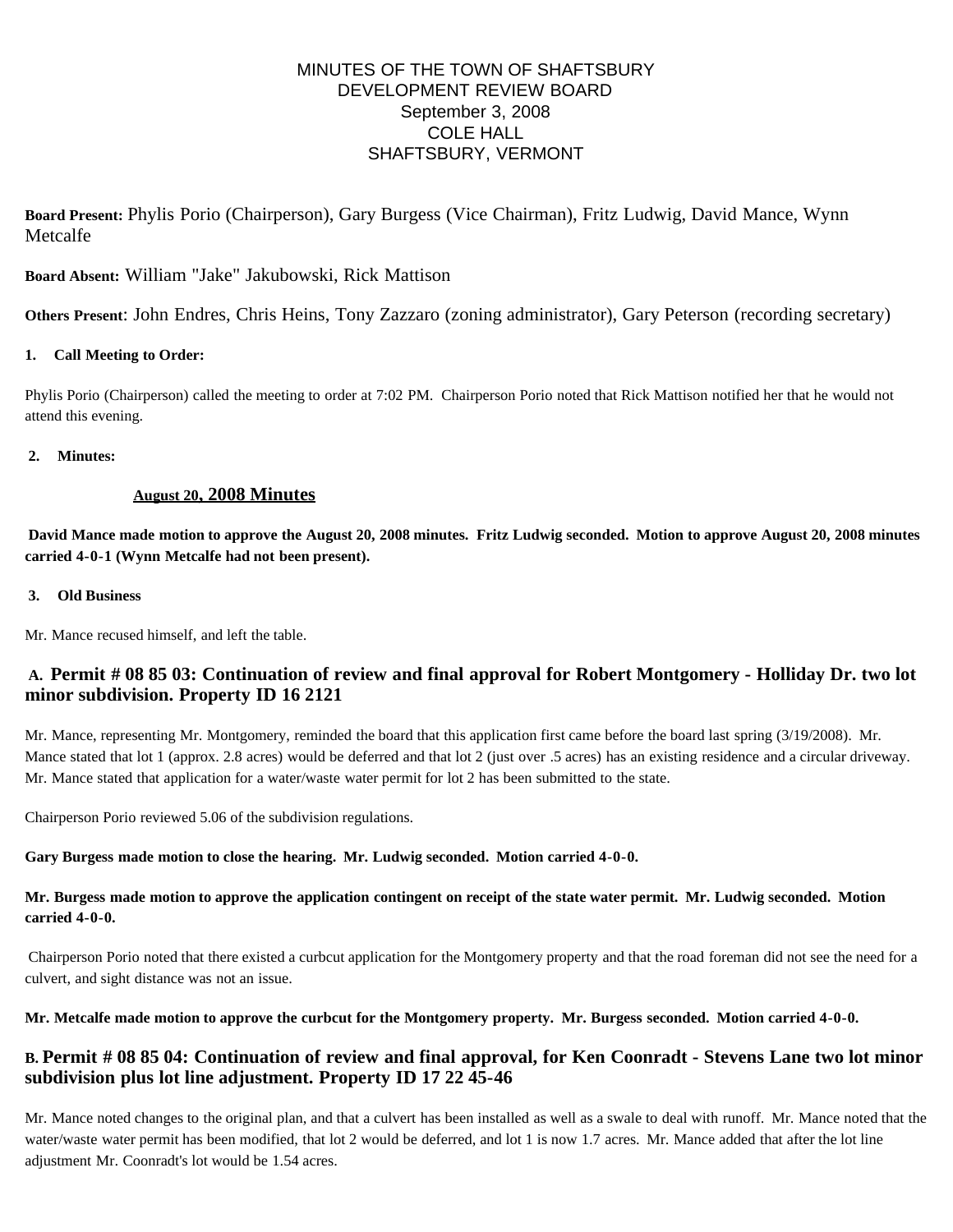# MINUTES OF THE TOWN OF SHAFTSBURY
## DEVELOPMENT REVIEW BOARD
### September 3, 2008
### COLE HALL
### SHAFTSBURY, VERMONT

**Board Present:** Phylis Porio (Chairperson), Gary Burgess (Vice Chairman), Fritz Ludwig, David Mance, Wynn Metcalfe

**Board Absent:** William "Jake" Jakubowski, Rick Mattison

**Others Present**: John Endres, Chris Heins, Tony Zazzaro (zoning administrator), Gary Peterson (recording secretary)

**1. Call Meeting to Order:**

Phylis Porio (Chairperson) called the meeting to order at 7:02 PM. Chairperson Porio noted that Rick Mattison notified her that he would not attend this evening.

**2. Minutes:**

**August 20, 2008 Minutes**

**David Mance made motion to approve the August 20, 2008 minutes. Fritz Ludwig seconded. Motion to approve August 20, 2008 minutes carried 4-0-1 (Wynn Metcalfe had not been present).**

**3. Old Business**

Mr. Mance recused himself, and left the table.

### A. Permit # 08 85 03: Continuation of review and final approval for Robert Montgomery - Holliday Dr. two lot minor subdivision. Property ID 16 2121

Mr. Mance, representing Mr. Montgomery, reminded the board that this application first came before the board last spring (3/19/2008). Mr. Mance stated that lot 1 (approx. 2.8 acres) would be deferred and that lot 2 (just over .5 acres) has an existing residence and a circular driveway. Mr. Mance stated that application for a water/waste water permit for lot 2 has been submitted to the state.

Chairperson Porio reviewed 5.06 of the subdivision regulations.

**Gary Burgess made motion to close the hearing. Mr. Ludwig seconded. Motion carried 4-0-0.**

**Mr. Burgess made motion to approve the application contingent on receipt of the state water permit. Mr. Ludwig seconded. Motion carried 4-0-0.**

Chairperson Porio noted that there existed a curbcut application for the Montgomery property and that the road foreman did not see the need for a culvert, and sight distance was not an issue.

**Mr. Metcalfe made motion to approve the curbcut for the Montgomery property. Mr. Burgess seconded. Motion carried 4-0-0.**

### B. Permit # 08 85 04: Continuation of review and final approval, for Ken Coonradt - Stevens Lane two lot minor subdivision plus lot line adjustment. Property ID 17 22 45-46

Mr. Mance noted changes to the original plan, and that a culvert has been installed as well as a swale to deal with runoff. Mr. Mance noted that the water/waste water permit has been modified, that lot 2 would be deferred, and lot 1 is now 1.7 acres. Mr. Mance added that after the lot line adjustment Mr. Coonradt's lot would be 1.54 acres.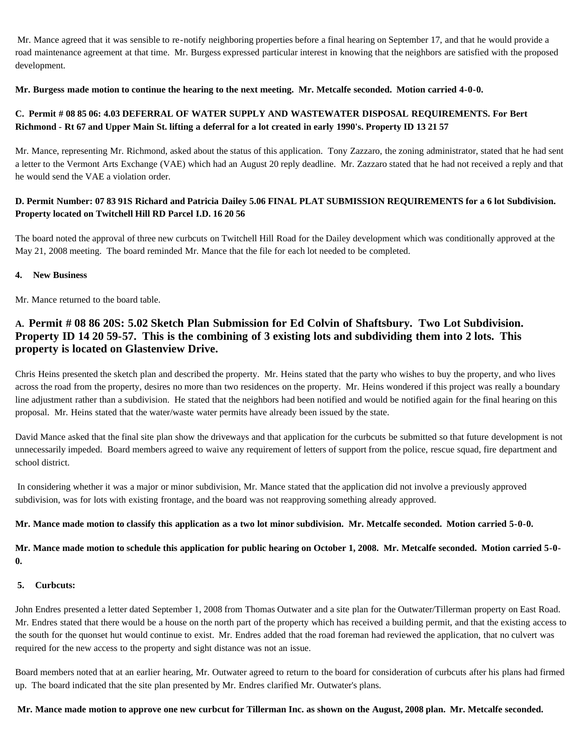Mr. Mance agreed that it was sensible to re-notify neighboring properties before a final hearing on September 17, and that he would provide a road maintenance agreement at that time. Mr. Burgess expressed particular interest in knowing that the neighbors are satisfied with the proposed development.

**Mr. Burgess made motion to continue the hearing to the next meeting. Mr. Metcalfe seconded. Motion carried 4-0-0.**

**C. Permit # 08 85 06: 4.03 DEFERRAL OF WATER SUPPLY AND WASTEWATER DISPOSAL REQUIREMENTS. For Bert Richmond - Rt 67 and Upper Main St. lifting a deferral for a lot created in early 1990's. Property ID 13 21 57**

Mr. Mance, representing Mr. Richmond, asked about the status of this application. Tony Zazzaro, the zoning administrator, stated that he had sent a letter to the Vermont Arts Exchange (VAE) which had an August 20 reply deadline. Mr. Zazzaro stated that he had not received a reply and that he would send the VAE a violation order.

**D. Permit Number: 07 83 91S Richard and Patricia Dailey 5.06 FINAL PLAT SUBMISSION REQUIREMENTS for a 6 lot Subdivision. Property located on Twitchell Hill RD Parcel I.D. 16 20 56**

The board noted the approval of three new curbcuts on Twitchell Hill Road for the Dailey development which was conditionally approved at the May 21, 2008 meeting. The board reminded Mr. Mance that the file for each lot needed to be completed.

**4. New Business**

Mr. Mance returned to the board table.

### A. Permit # 08 86 20S: 5.02 Sketch Plan Submission for Ed Colvin of Shaftsbury. Two Lot Subdivision. Property ID 14 20 59-57. This is the combining of 3 existing lots and subdividing them into 2 lots. This property is located on Glastenview Drive.

Chris Heins presented the sketch plan and described the property. Mr. Heins stated that the party who wishes to buy the property, and who lives across the road from the property, desires no more than two residences on the property. Mr. Heins wondered if this project was really a boundary line adjustment rather than a subdivision. He stated that the neighbors had been notified and would be notified again for the final hearing on this proposal. Mr. Heins stated that the water/waste water permits have already been issued by the state.

David Mance asked that the final site plan show the driveways and that application for the curbcuts be submitted so that future development is not unnecessarily impeded. Board members agreed to waive any requirement of letters of support from the police, rescue squad, fire department and school district.

In considering whether it was a major or minor subdivision, Mr. Mance stated that the application did not involve a previously approved subdivision, was for lots with existing frontage, and the board was not reapproving something already approved.

**Mr. Mance made motion to classify this application as a two lot minor subdivision. Mr. Metcalfe seconded. Motion carried 5-0-0.**

**Mr. Mance made motion to schedule this application for public hearing on October 1, 2008. Mr. Metcalfe seconded. Motion carried 5-0-0.**

**5. Curbcuts:**

John Endres presented a letter dated September 1, 2008 from Thomas Outwater and a site plan for the Outwater/Tillerman property on East Road. Mr. Endres stated that there would be a house on the north part of the property which has received a building permit, and that the existing access to the south for the quonset hut would continue to exist. Mr. Endres added that the road foreman had reviewed the application, that no culvert was required for the new access to the property and sight distance was not an issue.

Board members noted that at an earlier hearing, Mr. Outwater agreed to return to the board for consideration of curbcuts after his plans had firmed up. The board indicated that the site plan presented by Mr. Endres clarified Mr. Outwater's plans.

**Mr. Mance made motion to approve one new curbcut for Tillerman Inc. as shown on the August, 2008 plan. Mr. Metcalfe seconded.**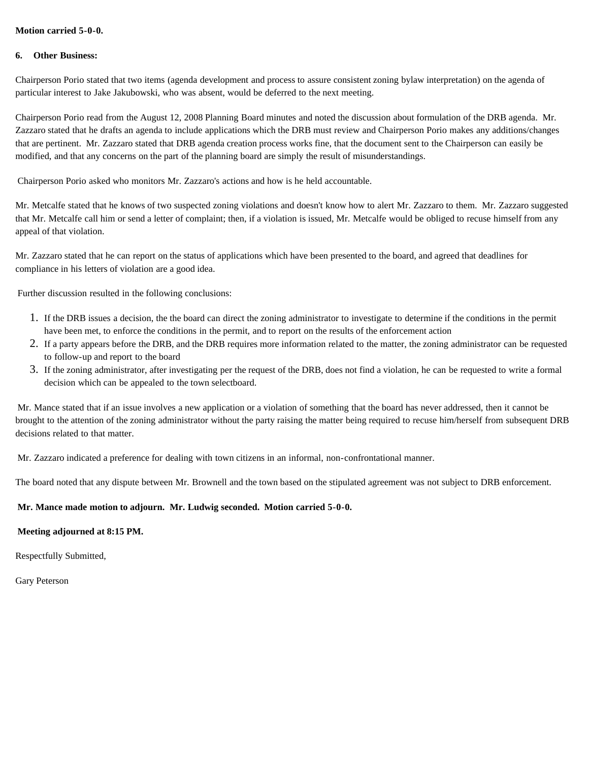**Motion carried 5-0-0.**

**6. Other Business:**

Chairperson Porio stated that two items (agenda development and process to assure consistent zoning bylaw interpretation) on the agenda of particular interest to Jake Jakubowski, who was absent, would be deferred to the next meeting.

Chairperson Porio read from the August 12, 2008 Planning Board minutes and noted the discussion about formulation of the DRB agenda. Mr. Zazzaro stated that he drafts an agenda to include applications which the DRB must review and Chairperson Porio makes any additions/changes that are pertinent. Mr. Zazzaro stated that DRB agenda creation process works fine, that the document sent to the Chairperson can easily be modified, and that any concerns on the part of the planning board are simply the result of misunderstandings.

Chairperson Porio asked who monitors Mr. Zazzaro's actions and how is he held accountable.

Mr. Metcalfe stated that he knows of two suspected zoning violations and doesn't know how to alert Mr. Zazzaro to them. Mr. Zazzaro suggested that Mr. Metcalfe call him or send a letter of complaint; then, if a violation is issued, Mr. Metcalfe would be obliged to recuse himself from any appeal of that violation.

Mr. Zazzaro stated that he can report on the status of applications which have been presented to the board, and agreed that deadlines for compliance in his letters of violation are a good idea.

Further discussion resulted in the following conclusions:

1. If the DRB issues a decision, the the board can direct the zoning administrator to investigate to determine if the conditions in the permit have been met, to enforce the conditions in the permit, and to report on the results of the enforcement action
2. If a party appears before the DRB, and the DRB requires more information related to the matter, the zoning administrator can be requested to follow-up and report to the board
3. If the zoning administrator, after investigating per the request of the DRB, does not find a violation, he can be requested to write a formal decision which can be appealed to the town selectboard.

Mr. Mance stated that if an issue involves a new application or a violation of something that the board has never addressed, then it cannot be brought to the attention of the zoning administrator without the party raising the matter being required to recuse him/herself from subsequent DRB decisions related to that matter.

Mr. Zazzaro indicated a preference for dealing with town citizens in an informal, non-confrontational manner.

The board noted that any dispute between Mr. Brownell and the town based on the stipulated agreement was not subject to DRB enforcement.

**Mr. Mance made motion to adjourn. Mr. Ludwig seconded. Motion carried 5-0-0.**

**Meeting adjourned at 8:15 PM.**

Respectfully Submitted,

Gary Peterson